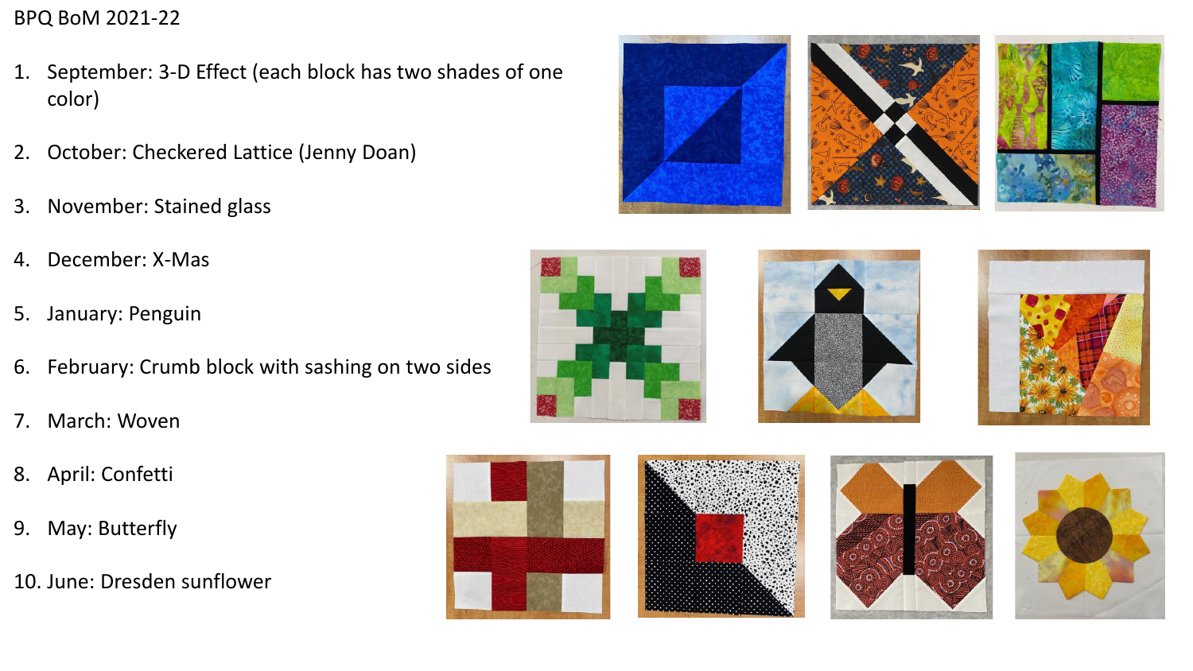BPQ BoM 2021-22

1. September: 3-D Effect (each block has two shades of one color)
2. October: Checkered Lattice (Jenny Doan)
3. November: Stained glass
4. December: X-Mas
5. January: Penguin
6. February: Crumb block with sashing on two sides
7. March: Woven
8. April: Confetti
9. May: Butterfly
10. June: Dresden sunflower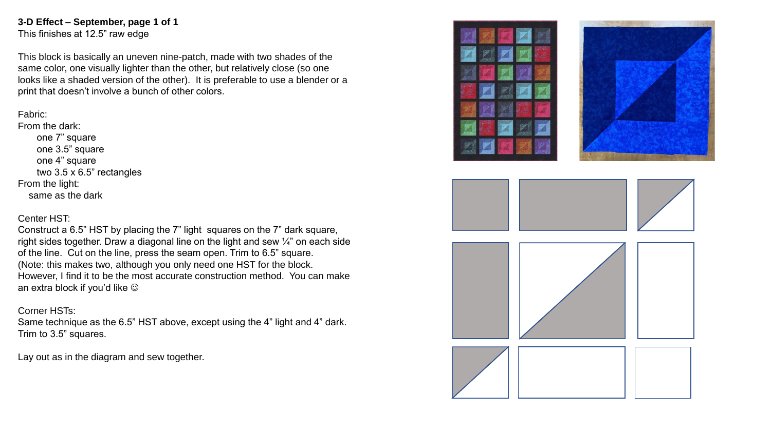**3-D Effect – September, page 1 of 1**
This finishes at 12.5" raw edge

This block is basically an uneven nine-patch, made with two shades of the same color, one visually lighter than the other, but relatively close (so one looks like a shaded version of the other). It is preferable to use a blender or a print that doesn't involve a bunch of other colors.

Fabric:
From the dark:

- one 7" square
- one 3.5" square
- one 4" square
- two 3.5 x 6.5" rectangles

From the light:

- same as the dark

Center HST:
Construct a 6.5" HST by placing the 7" light squares on the 7" dark square, right sides together. Draw a diagonal line on the light and sew ¼" on each side of the line. Cut on the line, press the seam open. Trim to 6.5" square.
(Note: this makes two, although you only need one HST for the block. However, I find it to be the most accurate construction method. You can make an extra block if you'd like ☺

Corner HSTs:
Same technique as the 6.5" HST above, except using the 4" light and 4" dark. Trim to 3.5" squares.

Lay out as in the diagram and sew together.